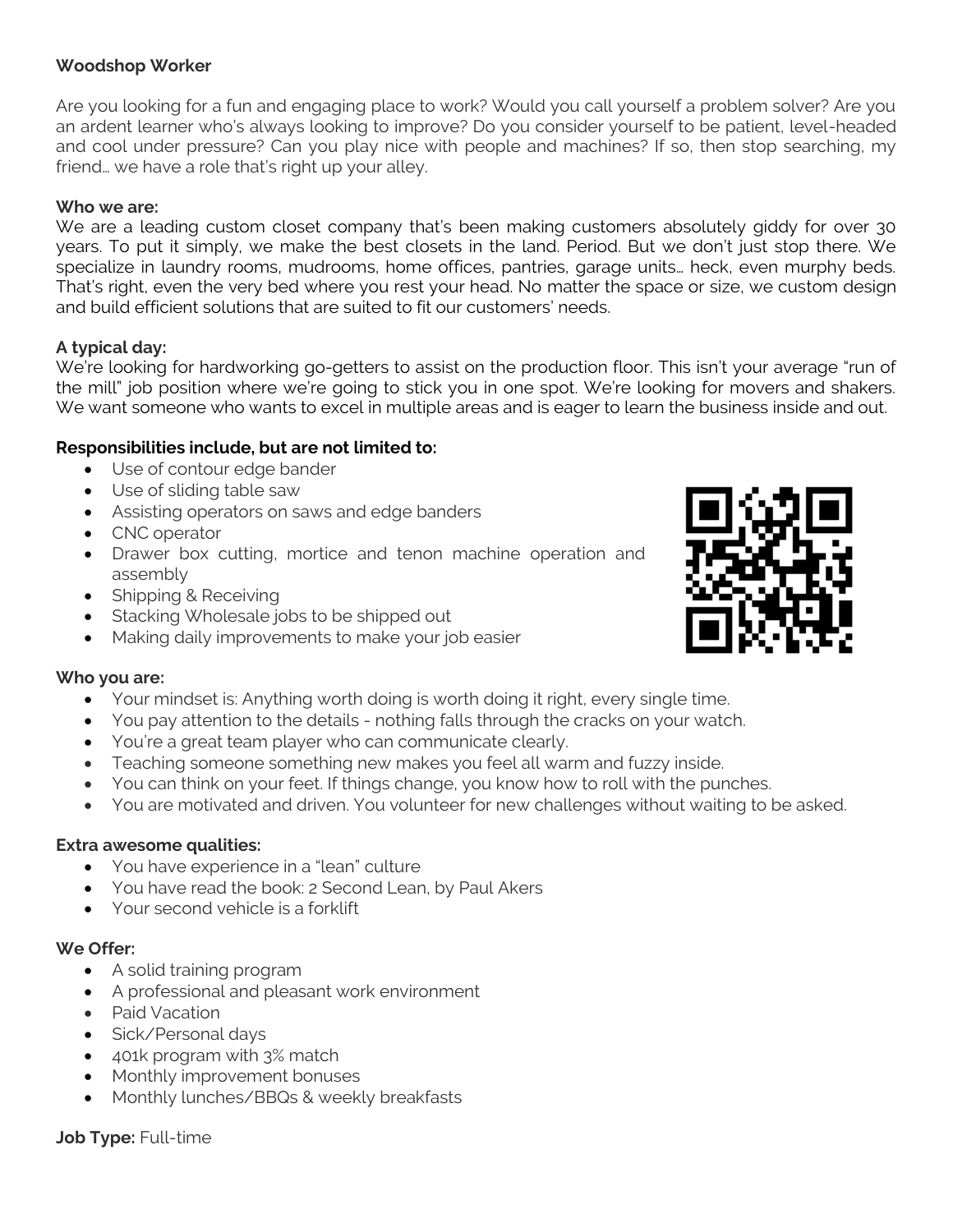**Woodshop Worker**

Are you looking for a fun and engaging place to work? Would you call yourself a problem solver? Are you an ardent learner who's always looking to improve? Do you consider yourself to be patient, level-headed and cool under pressure? Can you play nice with people and machines? If so, then stop searching, my friend… we have a role that's right up your alley.

**Who we are:**
We are a leading custom closet company that's been making customers absolutely giddy for over 30 years. To put it simply, we make the best closets in the land. Period. But we don't just stop there. We specialize in laundry rooms, mudrooms, home offices, pantries, garage units… heck, even murphy beds. That's right, even the very bed where you rest your head. No matter the space or size, we custom design and build efficient solutions that are suited to fit our customers' needs.

**A typical day:**
We're looking for hardworking go-getters to assist on the production floor. This isn't your average "run of the mill" job position where we're going to stick you in one spot. We're looking for movers and shakers. We want someone who wants to excel in multiple areas and is eager to learn the business inside and out.

**Responsibilities include, but are not limited to:**

- Use of contour edge bander
- Use of sliding table saw
- Assisting operators on saws and edge banders
- CNC operator
- Drawer box cutting, mortice and tenon machine operation and assembly
- Shipping & Receiving
- Stacking Wholesale jobs to be shipped out
- Making daily improvements to make your job easier

**Who you are:**

- Your mindset is: Anything worth doing is worth doing it right, every single time.
- You pay attention to the details - nothing falls through the cracks on your watch.
- You're a great team player who can communicate clearly.
- Teaching someone something new makes you feel all warm and fuzzy inside.
- You can think on your feet. If things change, you know how to roll with the punches.
- You are motivated and driven. You volunteer for new challenges without waiting to be asked.

**Extra awesome qualities:**

- You have experience in a "lean" culture
- You have read the book: 2 Second Lean, by Paul Akers
- Your second vehicle is a forklift

**We Offer:**

- A solid training program
- A professional and pleasant work environment
- Paid Vacation
- Sick/Personal days
- 401k program with 3% match
- Monthly improvement bonuses
- Monthly lunches/BBQs & weekly breakfasts

**Job Type:** Full-time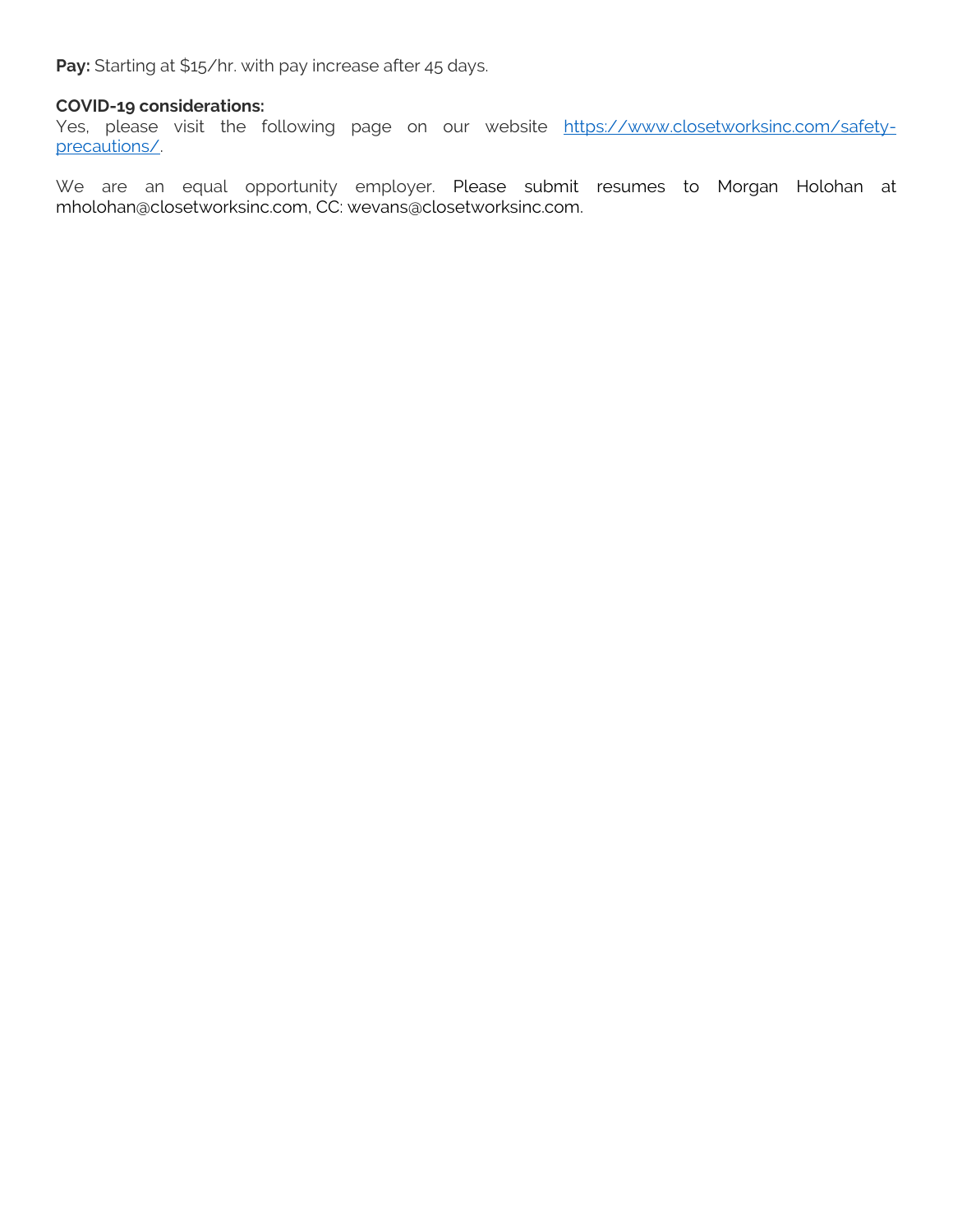**Pay:** Starting at $15/hr. with pay increase after 45 days.

**COVID-19 considerations:**
Yes, please visit the following page on our website [https://www.closetworksinc.com/safety-precautions/](https://www.closetworksinc.com/safety-precautions/).

We are an equal opportunity employer. Please submit resumes to Morgan Holohan at mholohan@closetworksinc.com, CC: wevans@closetworksinc.com.